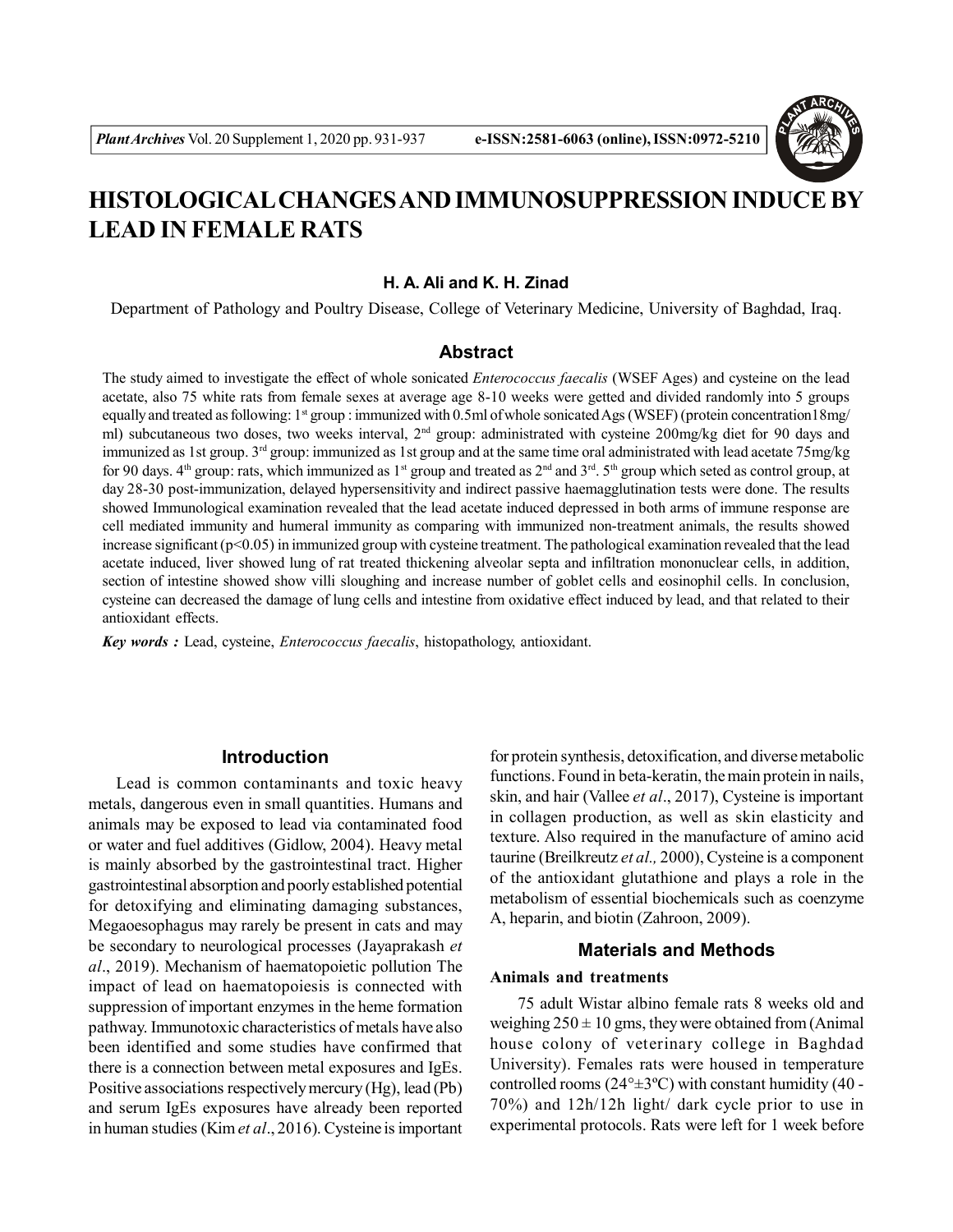# HISTOLOGICAL CHANGES AND IMMUNOSUPPRESSION INDUCE BY LEAD IN FEMALE RATS

**H. A. Ali and K. H. Zinad**

Department of Pathology and Poultry Disease, College of Veterinary Medicine, University of Baghdad, Iraq.

## Abstract

The study aimed to investigate the effect of whole sonicated *Enterococcus faecalis* (WSEF Ages) and cysteine on the lead acetate, also 75 white rats from female sexes at average age 8-10 weeks were getted and divided randomly into 5 groups equally and treated as following: 1st group : immunized with 0.5ml of whole sonicated Ags (WSEF) (protein concentration 18mg/ml) subcutaneous two doses, two weeks interval, 2nd group: administrated with cysteine 200mg/kg diet for 90 days and immunized as 1st group. 3rd group: immunized as 1st group and at the same time oral administrated with lead acetate 75mg/kg for 90 days. 4th group: rats, which immunized as 1st group and treated as 2nd and 3rd. 5th group which seted as control group, at day 28-30 post-immunization, delayed hypersensitivity and indirect passive haemagglutination tests were done. The results showed Immunological examination revealed that the lead acetate induced depressed in both arms of immune response are cell mediated immunity and humeral immunity as comparing with immunized non-treatment animals, the results showed increase significant ($p<0.05$) in immunized group with cysteine treatment. The pathological examination revealed that the lead acetate induced, liver showed lung of rat treated thickening alveolar septa and infiltration mononuclear cells, in addition, section of intestine showed show villi sloughing and increase number of goblet cells and eosinophil cells. In conclusion, cysteine can decreased the damage of lung cells and intestine from oxidative effect induced by lead, and that related to their antioxidant effects.

***Key words :*** Lead, cysteine, *Enterococcus faecalis*, histopathology, antioxidant.

## Introduction

Lead is common contaminants and toxic heavy metals, dangerous even in small quantities. Humans and animals may be exposed to lead via contaminated food or water and fuel additives (Gidlow, 2004). Heavy metal is mainly absorbed by the gastrointestinal tract. Higher gastrointestinal absorption and poorly established potential for detoxifying and eliminating damaging substances, Megaoesophagus may rarely be present in cats and may be secondary to neurological processes (Jayaprakash *et al*., 2019). Mechanism of haematopoietic pollution The impact of lead on haematopoiesis is connected with suppression of important enzymes in the heme formation pathway. Immunotoxic characteristics of metals have also been identified and some studies have confirmed that there is a connection between metal exposures and IgEs. Positive associations respectively mercury (Hg), lead (Pb) and serum IgEs exposures have already been reported in human studies (Kim *et al*., 2016). Cysteine is important for protein synthesis, detoxification, and diverse metabolic functions. Found in beta-keratin, the main protein in nails, skin, and hair (Vallee *et al*., 2017), Cysteine is important in collagen production, as well as skin elasticity and texture. Also required in the manufacture of amino acid taurine (Breilkreutz *et al.,* 2000), Cysteine is a component of the antioxidant glutathione and plays a role in the metabolism of essential biochemicals such as coenzyme A, heparin, and biotin (Zahroon, 2009).

## Materials and Methods

### Animals and treatments

75 adult Wistar albino female rats 8 weeks old and weighing $250 \pm 10$ gms, they were obtained from (Animal house colony of veterinary college in Baghdad University). Females rats were housed in temperature controlled rooms ($24° \pm 3°C$) with constant humidity (40 - 70%) and 12h/12h light/ dark cycle prior to use in experimental protocols. Rats were left for 1 week before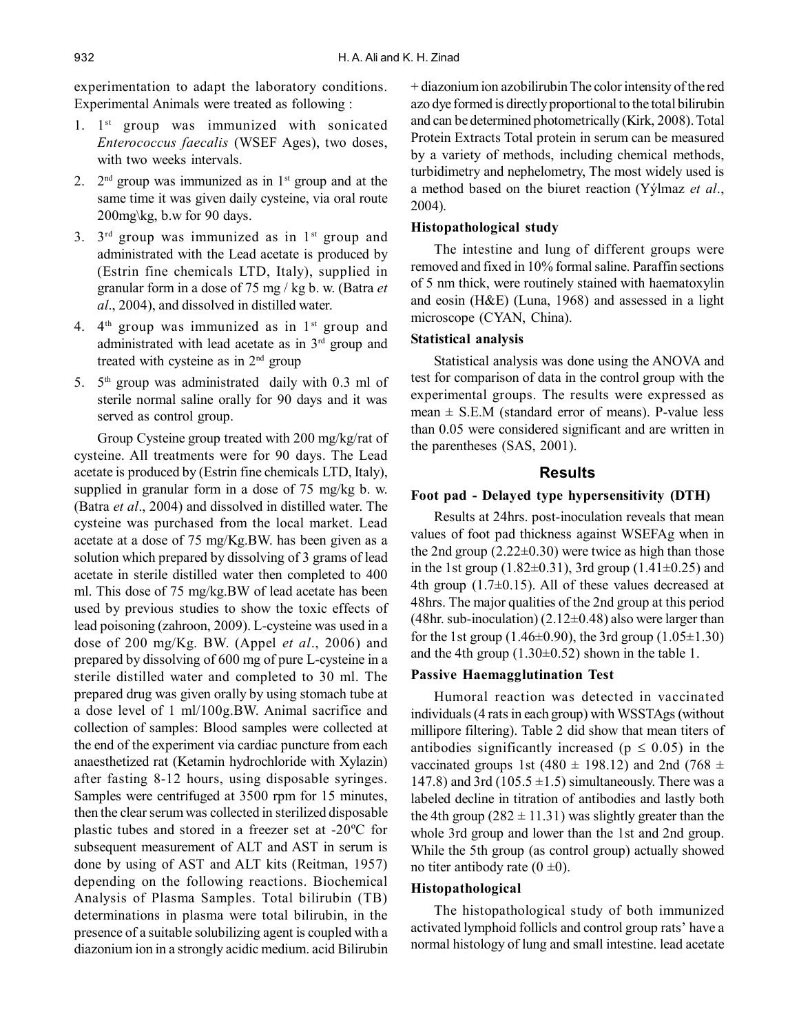experimentation to adapt the laboratory conditions. Experimental Animals were treated as following :

1. 1st group was immunized with sonicated *Enterococcus faecalis* (WSEF Ages), two doses, with two weeks intervals.
2. 2nd group was immunized as in 1st group and at the same time it was given daily cysteine, via oral route 200mg\kg, b.w for 90 days.
3. 3rd group was immunized as in 1st group and administrated with the Lead acetate is produced by (Estrin fine chemicals LTD, Italy), supplied in granular form in a dose of 75 mg / kg b. w. (Batra *et al*., 2004), and dissolved in distilled water.
4. 4th group was immunized as in 1st group and administrated with lead acetate as in 3rd group and treated with cysteine as in 2nd group
5. 5th group was administrated daily with 0.3 ml of sterile normal saline orally for 90 days and it was served as control group.

Group Cysteine group treated with 200 mg/kg/rat of cysteine. All treatments were for 90 days. The Lead acetate is produced by (Estrin fine chemicals LTD, Italy), supplied in granular form in a dose of 75 mg/kg b. w. (Batra *et al*., 2004) and dissolved in distilled water. The cysteine was purchased from the local market. Lead acetate at a dose of 75 mg/Kg.BW. has been given as a solution which prepared by dissolving of 3 grams of lead acetate in sterile distilled water then completed to 400 ml. This dose of 75 mg/kg.BW of lead acetate has been used by previous studies to show the toxic effects of lead poisoning (zahroon, 2009). L-cysteine was used in a dose of 200 mg/Kg. BW. (Appel *et al*., 2006) and prepared by dissolving of 600 mg of pure L-cysteine in a sterile distilled water and completed to 30 ml. The prepared drug was given orally by using stomach tube at a dose level of 1 ml/100g.BW. Animal sacrifice and collection of samples: Blood samples were collected at the end of the experiment via cardiac puncture from each anaesthetized rat (Ketamin hydrochloride with Xylazin) after fasting 8-12 hours, using disposable syringes. Samples were centrifuged at 3500 rpm for 15 minutes, then the clear serum was collected in sterilized disposable plastic tubes and stored in a freezer set at -20ºC for subsequent measurement of ALT and AST in serum is done by using of AST and ALT kits (Reitman, 1957) depending on the following reactions. Biochemical Analysis of Plasma Samples. Total bilirubin (TB) determinations in plasma were total bilirubin, in the presence of a suitable solubilizing agent is coupled with a diazonium ion in a strongly acidic medium. acid Bilirubin + diazonium ion azobilirubin The color intensity of the red azo dye formed is directly proportional to the total bilirubin and can be determined photometrically (Kirk, 2008). Total Protein Extracts Total protein in serum can be measured by a variety of methods, including chemical methods, turbidimetry and nephelometry, The most widely used is a method based on the biuret reaction (Yýlmaz *et al*., 2004).

### Histopathological study

The intestine and lung of different groups were removed and fixed in 10% formal saline. Paraffin sections of 5 nm thick, were routinely stained with haematoxylin and eosin (H&E) (Luna, 1968) and assessed in a light microscope (CYAN, China).

### Statistical analysis

Statistical analysis was done using the ANOVA and test for comparison of data in the control group with the experimental groups. The results were expressed as mean ± S.E.M (standard error of means). P-value less than 0.05 were considered significant and are written in the parentheses (SAS, 2001).

## Results

### Foot pad - Delayed type hypersensitivity (DTH)

Results at 24hrs. post-inoculation reveals that mean values of foot pad thickness against WSEFAg when in the 2nd group (2.22±0.30) were twice as high than those in the 1st group (1.82±0.31), 3rd group (1.41±0.25) and 4th group (1.7±0.15). All of these values decreased at 48hrs. The major qualities of the 2nd group at this period (48hr. sub-inoculation) (2.12±0.48) also were larger than for the 1st group (1.46±0.90), the 3rd group (1.05±1.30) and the 4th group (1.30±0.52) shown in the table 1.

### Passive Haemagglutination Test

Humoral reaction was detected in vaccinated individuals (4 rats in each group) with WSSTAgs (without millipore filtering). Table 2 did show that mean titers of antibodies significantly increased ($p \leq 0.05$) in the vaccinated groups 1st (480 ± 198.12) and 2nd (768 ± 147.8) and 3rd (105.5 ±1.5) simultaneously. There was a labeled decline in titration of antibodies and lastly both the 4th group (282 ± 11.31) was slightly greater than the whole 3rd group and lower than the 1st and 2nd group. While the 5th group (as control group) actually showed no titer antibody rate (0 ±0).

### Histopathological

The histopathological study of both immunized activated lymphoid follicls and control group rats' have a normal histology of lung and small intestine. lead acetate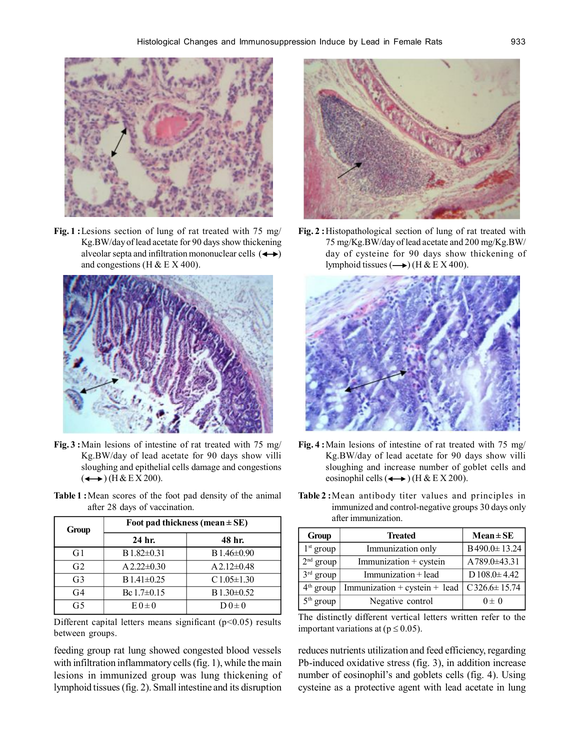Fig. 1 : Lesions section of lung of rat treated with 75 mg/Kg.BW/day of lead acetate for 90 days show thickening alveolar septa and infiltration mononuclear cells (⟷) and congestions (H & E X 400).

Fig. 2 : Histopathological section of lung of rat treated with 75 mg/Kg.BW/day of lead acetate and 200 mg/Kg.BW/day of cysteine for 90 days show thickening of lymphoid tissues (⟶) (H & E X 400).

Fig. 3 : Main lesions of intestine of rat treated with 75 mg/Kg.BW/day of lead acetate for 90 days show villi sloughing and epithelial cells damage and congestions (⟷) (H & E X 200).

Fig. 4 : Main lesions of intestine of rat treated with 75 mg/Kg.BW/day of lead acetate for 90 days show villi sloughing and increase number of goblet cells and eosinophil cells (⟷) (H & E X 200).

**Table 1 :** Mean scores of the foot pad density of the animal after 28 days of vaccination.

| Group | Foot pad thickness (mean ± SE) | |
|---|---|---|
| | 24 hr. | 48 hr. |
| G1 | B 1.82±0.31 | B 1.46±0.90 |
| G2 | A 2.22±0.30 | A 2.12±0.48 |
| G3 | B 1.41±0.25 | C 1.05±1.30 |
| G4 | Bc 1.7±0.15 | B 1.30±0.52 |
| G5 | E 0 ± 0 | D 0 ± 0 |

Different capital letters means significant ($p<0.05$) results between groups.

**Table 2 :** Mean antibody titer values and principles in immunized and control-negative groups 30 days only after immunization.

| Group | Treated | Mean ± SE |
|---|---|---|
| 1st group | Immunization only | B 490.0± 13.24 |
| 2nd group | Immunization + cystein | A 789.0±43.31 |
| 3rd group | Immunization + lead | D 108.0± 4.42 |
| 4th group | Immunization + cystein + lead | C 326.6± 15.74 |
| 5th group | Negative control | 0 ± 0 |

The distinctly different vertical letters written refer to the important variations at ($p \leq 0.05$).

feeding group rat lung showed congested blood vessels with infiltration inflammatory cells (fig. 1), while the main lesions in immunized group was lung thickening of lymphoid tissues (fig. 2). Small intestine and its disruption reduces nutrients utilization and feed efficiency, regarding Pb-induced oxidative stress (fig. 3), in addition increase number of eosinophil's and goblets cells (fig. 4). Using cysteine as a protective agent with lead acetate in lung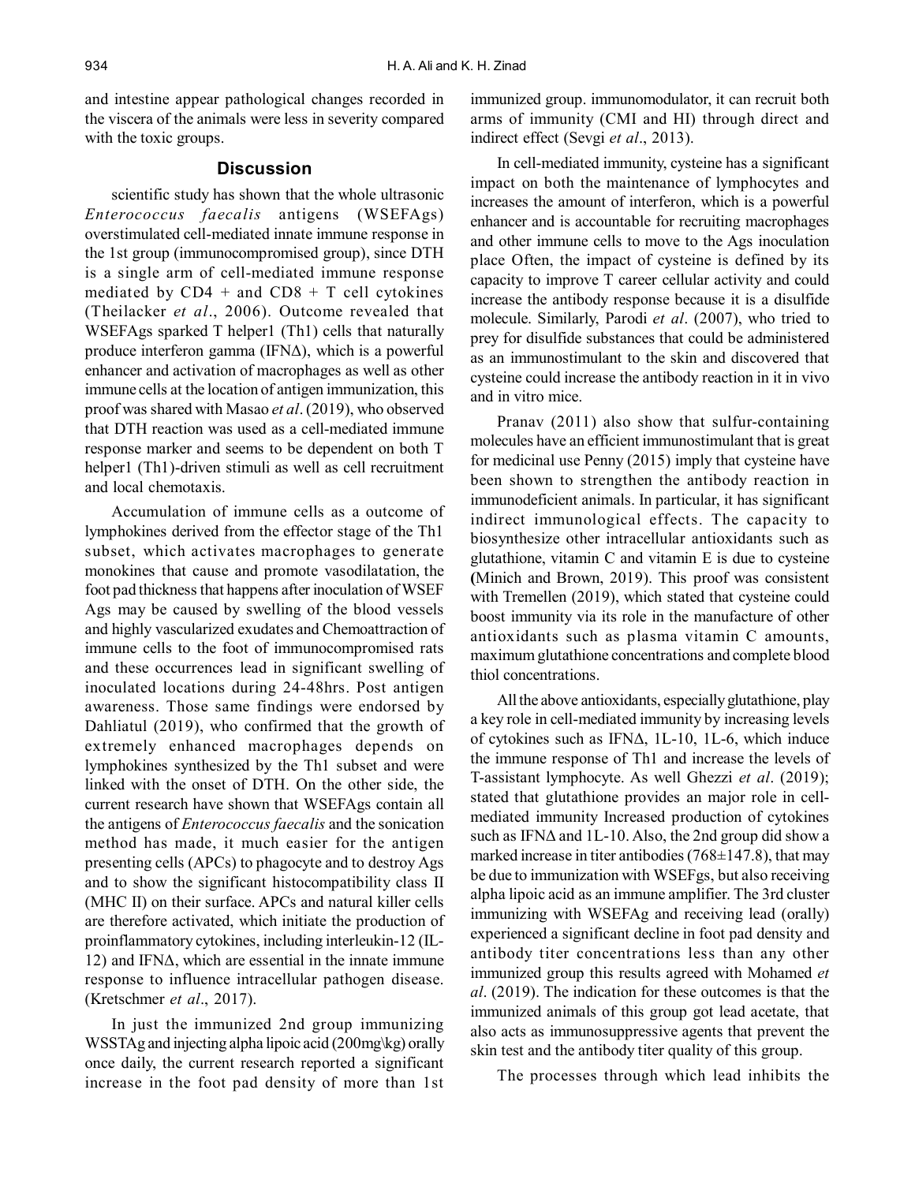and intestine appear pathological changes recorded in the viscera of the animals were less in severity compared with the toxic groups.

## Discussion

scientific study has shown that the whole ultrasonic *Enterococcus faecalis* antigens (WSEFAgs) overstimulated cell-mediated innate immune response in the 1st group (immunocompromised group), since DTH is a single arm of cell-mediated immune response mediated by CD4 + and CD8 + T cell cytokines (Theilacker *et al*., 2006). Outcome revealed that WSEFAgs sparked T helper1 (Th1) cells that naturally produce interferon gamma (IFNΔ), which is a powerful enhancer and activation of macrophages as well as other immune cells at the location of antigen immunization, this proof was shared with Masao *et al*. (2019), who observed that DTH reaction was used as a cell-mediated immune response marker and seems to be dependent on both T helper1 (Th1)-driven stimuli as well as cell recruitment and local chemotaxis.

Accumulation of immune cells as a outcome of lymphokines derived from the effector stage of the Th1 subset, which activates macrophages to generate monokines that cause and promote vasodilatation, the foot pad thickness that happens after inoculation of WSEF Ags may be caused by swelling of the blood vessels and highly vascularized exudates and Chemoattraction of immune cells to the foot of immunocompromised rats and these occurrences lead in significant swelling of inoculated locations during 24-48hrs. Post antigen awareness. Those same findings were endorsed by Dahliatul (2019), who confirmed that the growth of extremely enhanced macrophages depends on lymphokines synthesized by the Th1 subset and were linked with the onset of DTH. On the other side, the current research have shown that WSEFAgs contain all the antigens of *Enterococcus faecalis* and the sonication method has made, it much easier for the antigen presenting cells (APCs) to phagocyte and to destroy Ags and to show the significant histocompatibility class II (MHC II) on their surface. APCs and natural killer cells are therefore activated, which initiate the production of proinflammatory cytokines, including interleukin-12 (IL-12) and IFNΔ, which are essential in the innate immune response to influence intracellular pathogen disease. (Kretschmer *et al*., 2017).

In just the immunized 2nd group immunizing WSSTAg and injecting alpha lipoic acid (200mg\kg) orally once daily, the current research reported a significant increase in the foot pad density of more than 1st immunized group. immunomodulator, it can recruit both arms of immunity (CMI and HI) through direct and indirect effect (Sevgi *et al*., 2013).

In cell-mediated immunity, cysteine has a significant impact on both the maintenance of lymphocytes and increases the amount of interferon, which is a powerful enhancer and is accountable for recruiting macrophages and other immune cells to move to the Ags inoculation place Often, the impact of cysteine is defined by its capacity to improve T career cellular activity and could increase the antibody response because it is a disulfide molecule. Similarly, Parodi *et al*. (2007), who tried to prey for disulfide substances that could be administered as an immunostimulant to the skin and discovered that cysteine could increase the antibody reaction in it in vivo and in vitro mice.

Pranav (2011) also show that sulfur-containing molecules have an efficient immunostimulant that is great for medicinal use Penny (2015) imply that cysteine have been shown to strengthen the antibody reaction in immunodeficient animals. In particular, it has significant indirect immunological effects. The capacity to biosynthesize other intracellular antioxidants such as glutathione, vitamin C and vitamin E is due to cysteine (Minich and Brown, 2019). This proof was consistent with Tremellen (2019), which stated that cysteine could boost immunity via its role in the manufacture of other antioxidants such as plasma vitamin C amounts, maximum glutathione concentrations and complete blood thiol concentrations.

All the above antioxidants, especially glutathione, play a key role in cell-mediated immunity by increasing levels of cytokines such as IFNΔ, 1L-10, 1L-6, which induce the immune response of Th1 and increase the levels of T-assistant lymphocyte. As well Ghezzi *et al*. (2019); stated that glutathione provides an major role in cell-mediated immunity Increased production of cytokines such as IFNΔ and 1L-10. Also, the 2nd group did show a marked increase in titer antibodies (768±147.8), that may be due to immunization with WSEFgs, but also receiving alpha lipoic acid as an immune amplifier. The 3rd cluster immunizing with WSEFAg and receiving lead (orally) experienced a significant decline in foot pad density and antibody titer concentrations less than any other immunized group this results agreed with Mohamed *et al*. (2019). The indication for these outcomes is that the immunized animals of this group got lead acetate, that also acts as immunosuppressive agents that prevent the skin test and the antibody titer quality of this group.

The processes through which lead inhibits the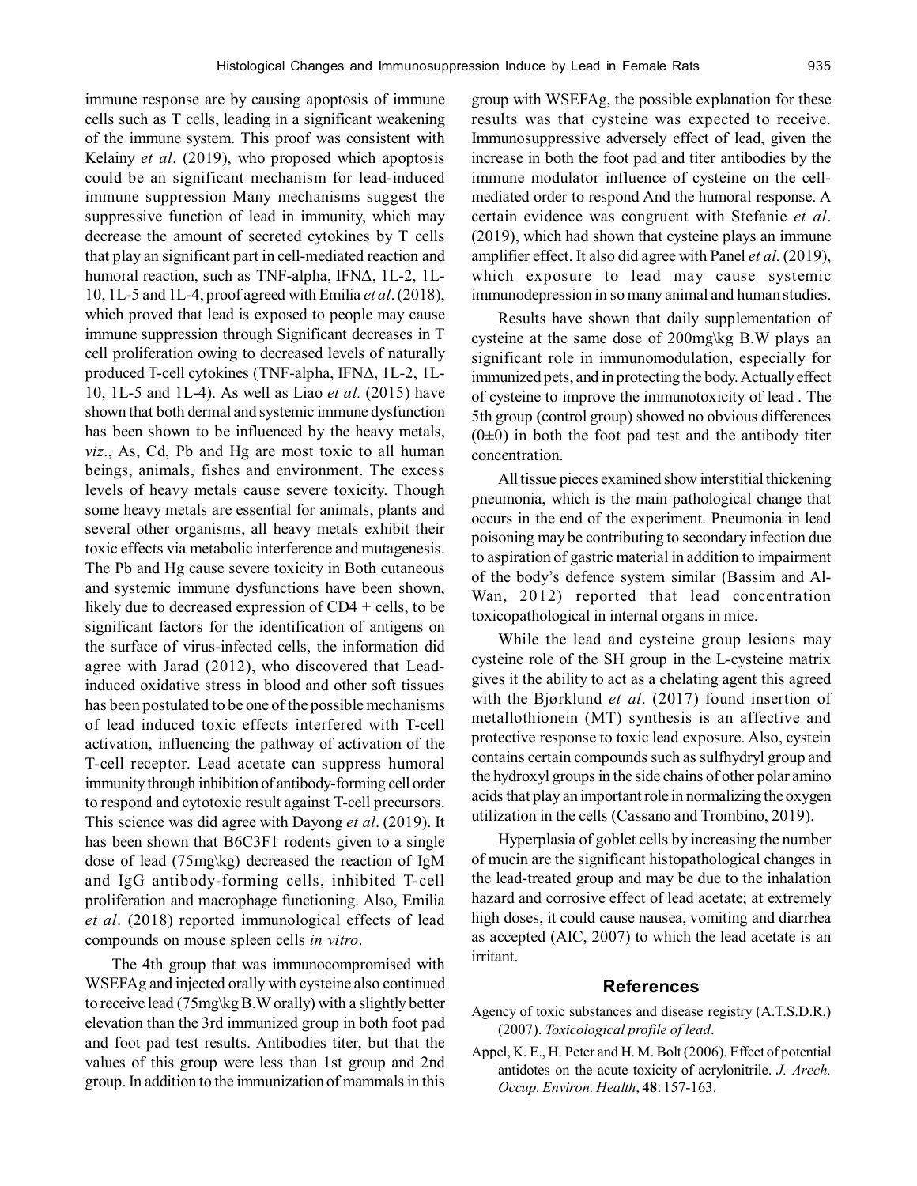immune response are by causing apoptosis of immune cells such as T cells, leading in a significant weakening of the immune system. This proof was consistent with Kelainy *et al*. (2019), who proposed which apoptosis could be an significant mechanism for lead-induced immune suppression Many mechanisms suggest the suppressive function of lead in immunity, which may decrease the amount of secreted cytokines by T cells that play an significant part in cell-mediated reaction and humoral reaction, such as TNF-alpha, IFNΔ, 1L-2, 1L-10, 1L-5 and 1L-4, proof agreed with Emilia *et al*. (2018), which proved that lead is exposed to people may cause immune suppression through Significant decreases in T cell proliferation owing to decreased levels of naturally produced T-cell cytokines (TNF-alpha, IFNΔ, 1L-2, 1L-10, 1L-5 and 1L-4). As well as Liao *et al.* (2015) have shown that both dermal and systemic immune dysfunction has been shown to be influenced by the heavy metals, *viz*., As, Cd, Pb and Hg are most toxic to all human beings, animals, fishes and environment. The excess levels of heavy metals cause severe toxicity. Though some heavy metals are essential for animals, plants and several other organisms, all heavy metals exhibit their toxic effects via metabolic interference and mutagenesis. The Pb and Hg cause severe toxicity in Both cutaneous and systemic immune dysfunctions have been shown, likely due to decreased expression of CD4 + cells, to be significant factors for the identification of antigens on the surface of virus-infected cells, the information did agree with Jarad (2012), who discovered that Lead-induced oxidative stress in blood and other soft tissues has been postulated to be one of the possible mechanisms of lead induced toxic effects interfered with T-cell activation, influencing the pathway of activation of the T-cell receptor. Lead acetate can suppress humoral immunity through inhibition of antibody-forming cell order to respond and cytotoxic result against T-cell precursors. This science was did agree with Dayong *et al*. (2019). It has been shown that B6C3F1 rodents given to a single dose of lead (75mg\kg) decreased the reaction of IgM and IgG antibody-forming cells, inhibited T-cell proliferation and macrophage functioning. Also, Emilia *et al*. (2018) reported immunological effects of lead compounds on mouse spleen cells *in vitro*.

The 4th group that was immunocompromised with WSEFAg and injected orally with cysteine also continued to receive lead (75mg\kg B.W orally) with a slightly better elevation than the 3rd immunized group in both foot pad and foot pad test results. Antibodies titer, but that the values of this group were less than 1st group and 2nd group. In addition to the immunization of mammals in this group with WSEFAg, the possible explanation for these results was that cysteine was expected to receive. Immunosuppressive adversely effect of lead, given the increase in both the foot pad and titer antibodies by the immune modulator influence of cysteine on the cell-mediated order to respond And the humoral response. A certain evidence was congruent with Stefanie *et al*. (2019), which had shown that cysteine plays an immune amplifier effect. It also did agree with Panel *et al*. (2019), which exposure to lead may cause systemic immunodepression in so many animal and human studies.

Results have shown that daily supplementation of cysteine at the same dose of 200mg\kg B.W plays an significant role in immunomodulation, especially for immunized pets, and in protecting the body. Actually effect of cysteine to improve the immunotoxicity of lead . The 5th group (control group) showed no obvious differences (0±0) in both the foot pad test and the antibody titer concentration.

All tissue pieces examined show interstitial thickening pneumonia, which is the main pathological change that occurs in the end of the experiment. Pneumonia in lead poisoning may be contributing to secondary infection due to aspiration of gastric material in addition to impairment of the body's defence system similar (Bassim and Al-Wan, 2012) reported that lead concentration toxicopathological in internal organs in mice.

While the lead and cysteine group lesions may cysteine role of the SH group in the L-cysteine matrix gives it the ability to act as a chelating agent this agreed with the Bjørklund *et al*. (2017) found insertion of metallothionein (MT) synthesis is an affective and protective response to toxic lead exposure. Also, cystein contains certain compounds such as sulfhydryl group and the hydroxyl groups in the side chains of other polar amino acids that play an important role in normalizing the oxygen utilization in the cells (Cassano and Trombino, 2019).

Hyperplasia of goblet cells by increasing the number of mucin are the significant histopathological changes in the lead-treated group and may be due to the inhalation hazard and corrosive effect of lead acetate; at extremely high doses, it could cause nausea, vomiting and diarrhea as accepted (AIC, 2007) to which the lead acetate is an irritant.

## References

Agency of toxic substances and disease registry (A.T.S.D.R.) (2007). *Toxicological profile of lead*.

Appel, K. E., H. Peter and H. M. Bolt (2006). Effect of potential antidotes on the acute toxicity of acrylonitrile. *J. Arech. Occup. Environ. Health*, **48**: 157-163.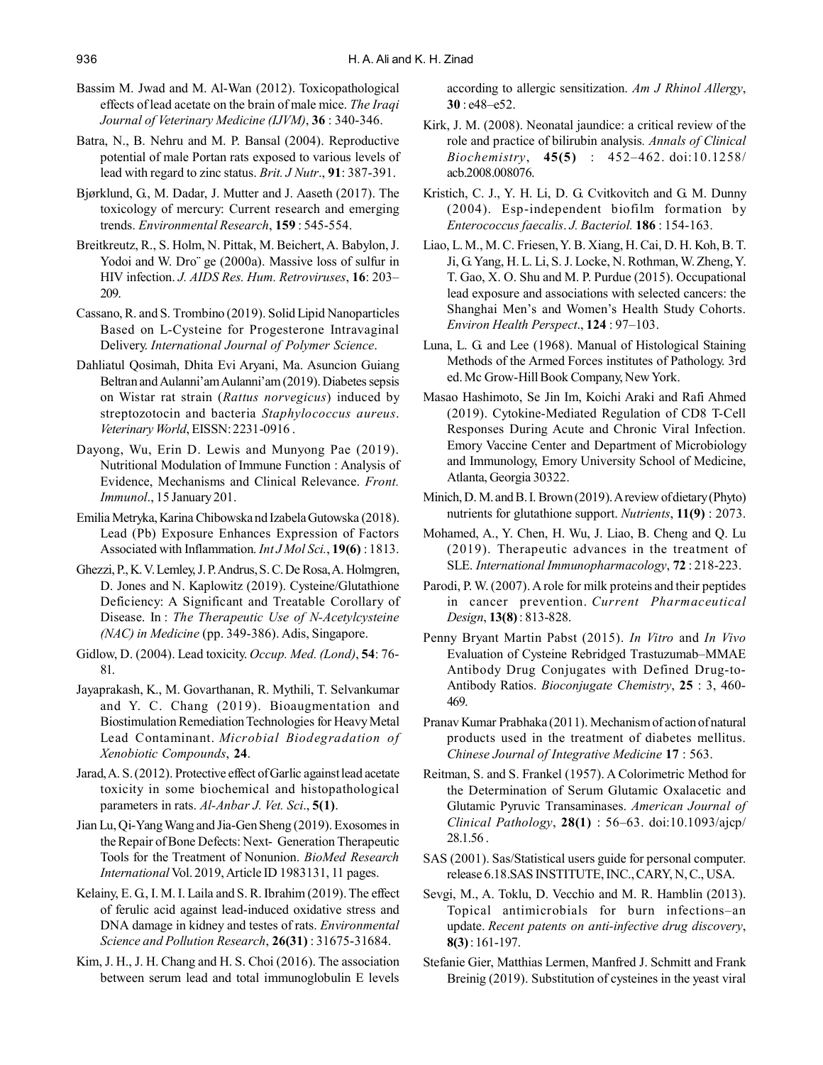Bassim M. Jwad and M. Al-Wan (2012). Toxicopathological effects of lead acetate on the brain of male mice. *The Iraqi Journal of Veterinary Medicine (IJVM)*, **36** : 340-346.

Batra, N., B. Nehru and M. P. Bansal (2004). Reproductive potential of male Portan rats exposed to various levels of lead with regard to zinc status. *Brit. J Nutr*., **91**: 387-391.

Bjørklund, G., M. Dadar, J. Mutter and J. Aaseth (2017). The toxicology of mercury: Current research and emerging trends. *Environmental Research*, **159** : 545-554.

Breitkreutz, R., S. Holm, N. Pittak, M. Beichert, A. Babylon, J. Yodoi and W. Dro¨ ge (2000a). Massive loss of sulfur in HIV infection. *J. AIDS Res. Hum. Retroviruses*, **16**: 203–209.

Cassano, R. and S. Trombino (2019). Solid Lipid Nanoparticles Based on L-Cysteine for Progesterone Intravaginal Delivery. *International Journal of Polymer Science*.

Dahliatul Qosimah, Dhita Evi Aryani, Ma. Asuncion Guiang Beltran and Aulanni'am Aulanni'am (2019). Diabetes sepsis on Wistar rat strain (*Rattus norvegicus*) induced by streptozotocin and bacteria *Staphylococcus aureus*. *Veterinary World*, EISSN: 2231-0916 .

Dayong, Wu, Erin D. Lewis and Munyong Pae (2019). Nutritional Modulation of Immune Function : Analysis of Evidence, Mechanisms and Clinical Relevance. *Front. Immunol*., 15 January 201.

Emilia Metryka, Karina Chibowska nd Izabela Gutowska (2018). Lead (Pb) Exposure Enhances Expression of Factors Associated with Inflammation. *Int J Mol Sci.*, **19(6)** : 1813.

Ghezzi, P., K. V. Lemley, J. P. Andrus, S. C. De Rosa, A. Holmgren, D. Jones and N. Kaplowitz (2019). Cysteine/Glutathione Deficiency: A Significant and Treatable Corollary of Disease. In : *The Therapeutic Use of N-Acetylcysteine (NAC) in Medicine* (pp. 349-386). Adis, Singapore.

Gidlow, D. (2004). Lead toxicity. *Occup. Med. (Lond)*, **54**: 76-81.

Jayaprakash, K., M. Govarthanan, R. Mythili, T. Selvankumar and Y. C. Chang (2019). Bioaugmentation and Biostimulation Remediation Technologies for Heavy Metal Lead Contaminant. *Microbial Biodegradation of Xenobiotic Compounds*, **24**.

Jarad, A. S. (2012). Protective effect of Garlic against lead acetate toxicity in some biochemical and histopathological parameters in rats. *Al-Anbar J. Vet. Sci*., **5(1)**.

Jian Lu, Qi-Yang Wang and Jia-Gen Sheng (2019). Exosomes in the Repair of Bone Defects: Next- Generation Therapeutic Tools for the Treatment of Nonunion. *BioMed Research International* Vol. 2019, Article ID 1983131, 11 pages.

Kelainy, E. G., I. M. I. Laila and S. R. Ibrahim (2019). The effect of ferulic acid against lead-induced oxidative stress and DNA damage in kidney and testes of rats. *Environmental Science and Pollution Research*, **26(31)** : 31675-31684.

Kim, J. H., J. H. Chang and H. S. Choi (2016). The association between serum lead and total immunoglobulin E levels according to allergic sensitization. *Am J Rhinol Allergy*, **30** : e48–e52.

Kirk, J. M. (2008). Neonatal jaundice: a critical review of the role and practice of bilirubin analysis. *Annals of Clinical Biochemistry*, **45(5)** : 452–462. doi:10.1258/acb.2008.008076.

Kristich, C. J., Y. H. Li, D. G. Cvitkovitch and G. M. Dunny (2004). Esp-independent biofilm formation by *Enterococcus faecalis*. *J. Bacteriol.* **186** : 154-163.

Liao, L. M., M. C. Friesen, Y. B. Xiang, H. Cai, D. H. Koh, B. T. Ji, G. Yang, H. L. Li, S. J. Locke, N. Rothman, W. Zheng, Y. T. Gao, X. O. Shu and M. P. Purdue (2015). Occupational lead exposure and associations with selected cancers: the Shanghai Men's and Women's Health Study Cohorts. *Environ Health Perspect*., **124** : 97–103.

Luna, L. G. and Lee (1968). Manual of Histological Staining Methods of the Armed Forces institutes of Pathology. 3rd ed. Mc Grow-Hill Book Company, New York.

Masao Hashimoto, Se Jin Im, Koichi Araki and Rafi Ahmed (2019). Cytokine-Mediated Regulation of CD8 T-Cell Responses During Acute and Chronic Viral Infection. Emory Vaccine Center and Department of Microbiology and Immunology, Emory University School of Medicine, Atlanta, Georgia 30322.

Minich, D. M. and B. I. Brown (2019). A review of dietary (Phyto) nutrients for glutathione support. *Nutrients*, **11(9)** : 2073.

Mohamed, A., Y. Chen, H. Wu, J. Liao, B. Cheng and Q. Lu (2019). Therapeutic advances in the treatment of SLE. *International Immunopharmacology*, **72** : 218-223.

Parodi, P. W. (2007). A role for milk proteins and their peptides in cancer prevention. *Current Pharmaceutical Design*, **13(8)** : 813-828.

Penny Bryant Martin Pabst (2015). *In Vitro* and *In Vivo* Evaluation of Cysteine Rebridged Trastuzumab–MMAE Antibody Drug Conjugates with Defined Drug-to-Antibody Ratios. *Bioconjugate Chemistry*, **25** : 3, 460-469.

Pranav Kumar Prabhaka (2011). Mechanism of action of natural products used in the treatment of diabetes mellitus. *Chinese Journal of Integrative Medicine* **17** : 563.

Reitman, S. and S. Frankel (1957). A Colorimetric Method for the Determination of Serum Glutamic Oxalacetic and Glutamic Pyruvic Transaminases. *American Journal of Clinical Pathology*, **28(1)** : 56–63. doi:10.1093/ajcp/28.1.56 .

SAS (2001). Sas/Statistical users guide for personal computer. release 6.18.SAS INSTITUTE, INC., CARY, N, C., USA.

Sevgi, M., A. Toklu, D. Vecchio and M. R. Hamblin (2013). Topical antimicrobials for burn infections–an update. *Recent patents on anti-infective drug discovery*, **8(3)** : 161-197.

Stefanie Gier, Matthias Lermen, Manfred J. Schmitt and Frank Breinig (2019). Substitution of cysteines in the yeast viral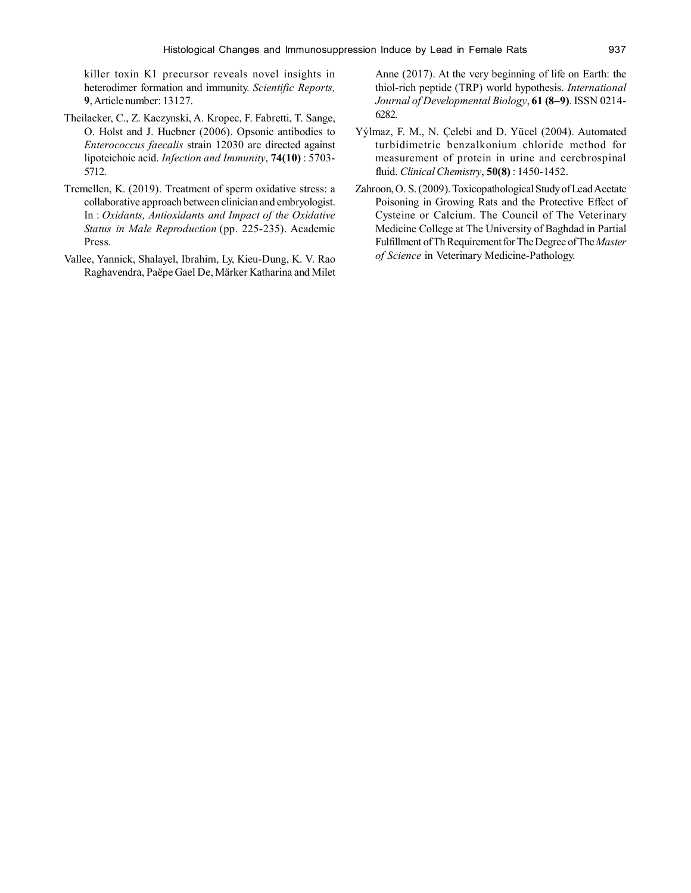killer toxin K1 precursor reveals novel insights in heterodimer formation and immunity. *Scientific Reports,* **9**, Article number: 13127.

Theilacker, C., Z. Kaczynski, A. Kropec, F. Fabretti, T. Sange, O. Holst and J. Huebner (2006). Opsonic antibodies to *Enterococcus faecalis* strain 12030 are directed against lipoteichoic acid. *Infection and Immunity*, **74(10)** : 5703-5712.

Tremellen, K. (2019). Treatment of sperm oxidative stress: a collaborative approach between clinician and embryologist. In : *Oxidants, Antioxidants and Impact of the Oxidative Status in Male Reproduction* (pp. 225-235). Academic Press.

Vallee, Yannick, Shalayel, Ibrahim, Ly, Kieu-Dung, K. V. Rao Raghavendra, Paëpe Gael De, Märker Katharina and Milet Anne (2017). At the very beginning of life on Earth: the thiol-rich peptide (TRP) world hypothesis. *International Journal of Developmental Biology*, **61 (8–9)**. ISSN 0214-6282.

Yýlmaz, F. M., N. Çelebi and D. Yücel (2004). Automated turbidimetric benzalkonium chloride method for measurement of protein in urine and cerebrospinal fluid. *Clinical Chemistry*, **50(8)** : 1450-1452.

Zahroon, O. S. (2009). Toxicopathological Study of Lead Acetate Poisoning in Growing Rats and the Protective Effect of Cysteine or Calcium. The Council of The Veterinary Medicine College at The University of Baghdad in Partial Fulfillment of Th Requirement for The Degree of The *Master of Science* in Veterinary Medicine-Pathology.